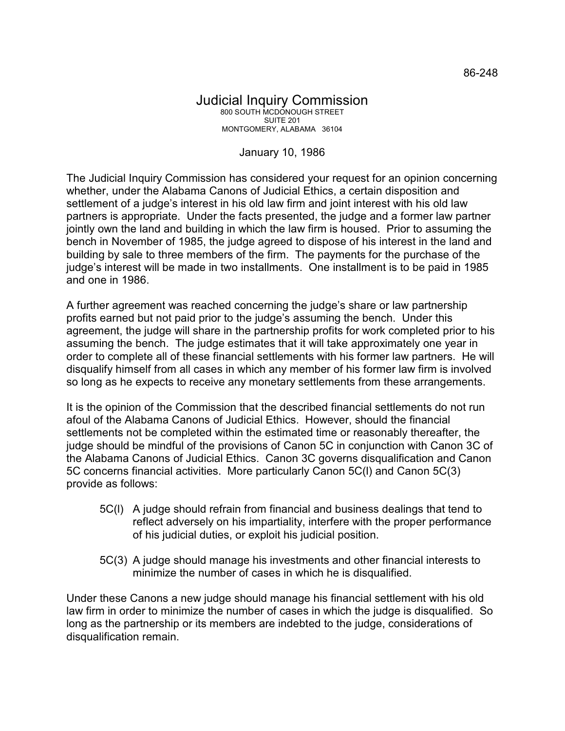86-248

# Judicial Inquiry Commission

800 SOUTH MCDONOUGH STREET
SUITE 201
MONTGOMERY, ALABAMA 36104

January 10, 1986

The Judicial Inquiry Commission has considered your request for an opinion concerning whether, under the Alabama Canons of Judicial Ethics, a certain disposition and settlement of a judge's interest in his old law firm and joint interest with his old law partners is appropriate. Under the facts presented, the judge and a former law partner jointly own the land and building in which the law firm is housed. Prior to assuming the bench in November of 1985, the judge agreed to dispose of his interest in the land and building by sale to three members of the firm. The payments for the purchase of the judge's interest will be made in two installments. One installment is to be paid in 1985 and one in 1986.

A further agreement was reached concerning the judge's share or law partnership profits earned but not paid prior to the judge's assuming the bench. Under this agreement, the judge will share in the partnership profits for work completed prior to his assuming the bench. The judge estimates that it will take approximately one year in order to complete all of these financial settlements with his former law partners. He will disqualify himself from all cases in which any member of his former law firm is involved so long as he expects to receive any monetary settlements from these arrangements.

It is the opinion of the Commission that the described financial settlements do not run afoul of the Alabama Canons of Judicial Ethics. However, should the financial settlements not be completed within the estimated time or reasonably thereafter, the judge should be mindful of the provisions of Canon 5C in conjunction with Canon 3C of the Alabama Canons of Judicial Ethics. Canon 3C governs disqualification and Canon 5C concerns financial activities. More particularly Canon 5C(l) and Canon 5C(3) provide as follows:

> 5C(l) A judge should refrain from financial and business dealings that tend to reflect adversely on his impartiality, interfere with the proper performance of his judicial duties, or exploit his judicial position.
>
> 5C(3) A judge should manage his investments and other financial interests to minimize the number of cases in which he is disqualified.

Under these Canons a new judge should manage his financial settlement with his old law firm in order to minimize the number of cases in which the judge is disqualified. So long as the partnership or its members are indebted to the judge, considerations of disqualification remain.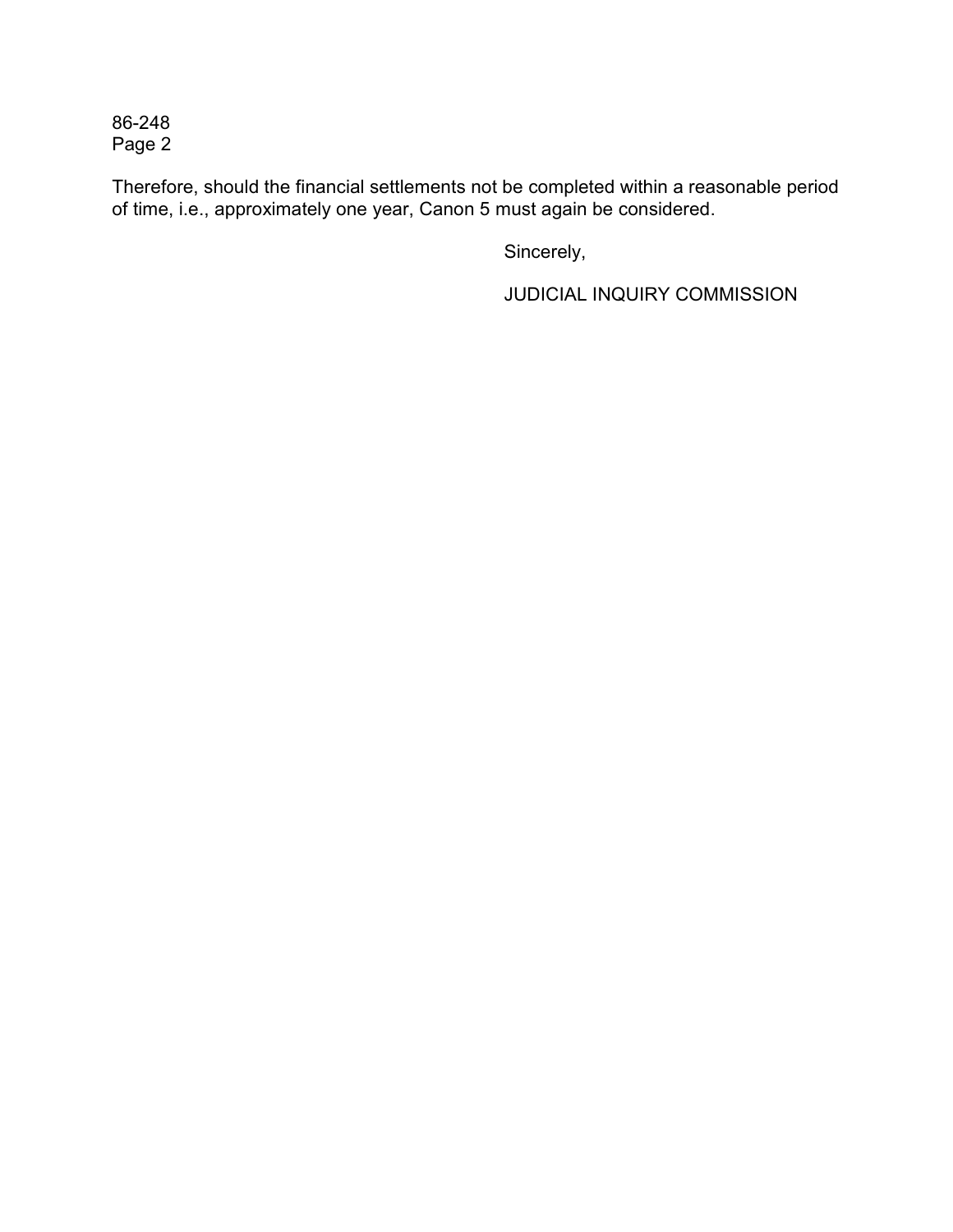Therefore, should the financial settlements not be completed within a reasonable period of time, i.e., approximately one year, Canon 5 must again be considered.

Sincerely,

JUDICIAL INQUIRY COMMISSION